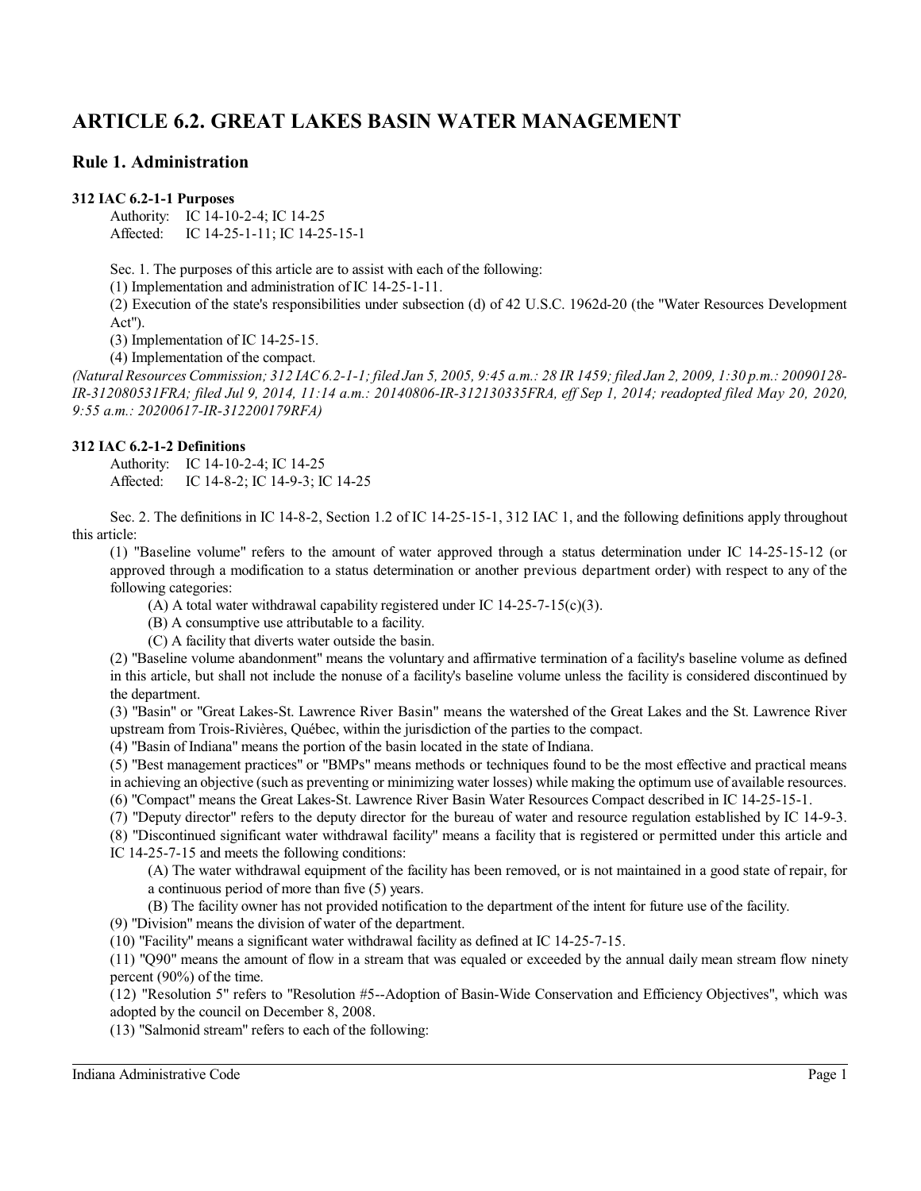# ARTICLE 6.2. GREAT LAKES BASIN WATER MANAGEMENT

## Rule 1. Administration

**312 IAC 6.2-1-1 Purposes**

Authority: IC 14-10-2-4; IC 14-25
Affected: IC 14-25-1-11; IC 14-25-15-1

Sec. 1. The purposes of this article are to assist with each of the following:

(1) Implementation and administration of IC 14-25-1-11.

(2) Execution of the state's responsibilities under subsection (d) of 42 U.S.C. 1962d-20 (the "Water Resources Development Act").

(3) Implementation of IC 14-25-15.

(4) Implementation of the compact.

*(Natural Resources Commission; 312 IAC 6.2-1-1; filed Jan 5, 2005, 9:45 a.m.: 28 IR 1459; filed Jan 2, 2009, 1:30 p.m.: 20090128-IR-312080531FRA; filed Jul 9, 2014, 11:14 a.m.: 20140806-IR-312130335FRA, eff Sep 1, 2014; readopted filed May 20, 2020, 9:55 a.m.: 20200617-IR-312200179RFA)*

**312 IAC 6.2-1-2 Definitions**

Authority: IC 14-10-2-4; IC 14-25
Affected: IC 14-8-2; IC 14-9-3; IC 14-25

Sec. 2. The definitions in IC 14-8-2, Section 1.2 of IC 14-25-15-1, 312 IAC 1, and the following definitions apply throughout this article:

(1) "Baseline volume" refers to the amount of water approved through a status determination under IC 14-25-15-12 (or approved through a modification to a status determination or another previous department order) with respect to any of the following categories:

(A) A total water withdrawal capability registered under IC 14-25-7-15(c)(3).

(B) A consumptive use attributable to a facility.

(C) A facility that diverts water outside the basin.

(2) "Baseline volume abandonment" means the voluntary and affirmative termination of a facility's baseline volume as defined in this article, but shall not include the nonuse of a facility's baseline volume unless the facility is considered discontinued by the department.

(3) "Basin" or "Great Lakes-St. Lawrence River Basin" means the watershed of the Great Lakes and the St. Lawrence River upstream from Trois-Rivières, Québec, within the jurisdiction of the parties to the compact.

(4) "Basin of Indiana" means the portion of the basin located in the state of Indiana.

(5) "Best management practices" or "BMPs" means methods or techniques found to be the most effective and practical means in achieving an objective (such as preventing or minimizing water losses) while making the optimum use of available resources.

(6) "Compact" means the Great Lakes-St. Lawrence River Basin Water Resources Compact described in IC 14-25-15-1.

(7) "Deputy director" refers to the deputy director for the bureau of water and resource regulation established by IC 14-9-3.

(8) "Discontinued significant water withdrawal facility" means a facility that is registered or permitted under this article and IC 14-25-7-15 and meets the following conditions:

(A) The water withdrawal equipment of the facility has been removed, or is not maintained in a good state of repair, for a continuous period of more than five (5) years.

(B) The facility owner has not provided notification to the department of the intent for future use of the facility.

(9) "Division" means the division of water of the department.

(10) "Facility" means a significant water withdrawal facility as defined at IC 14-25-7-15.

(11) "Q90" means the amount of flow in a stream that was equaled or exceeded by the annual daily mean stream flow ninety percent (90%) of the time.

(12) "Resolution 5" refers to "Resolution #5--Adoption of Basin-Wide Conservation and Efficiency Objectives", which was adopted by the council on December 8, 2008.

(13) "Salmonid stream" refers to each of the following: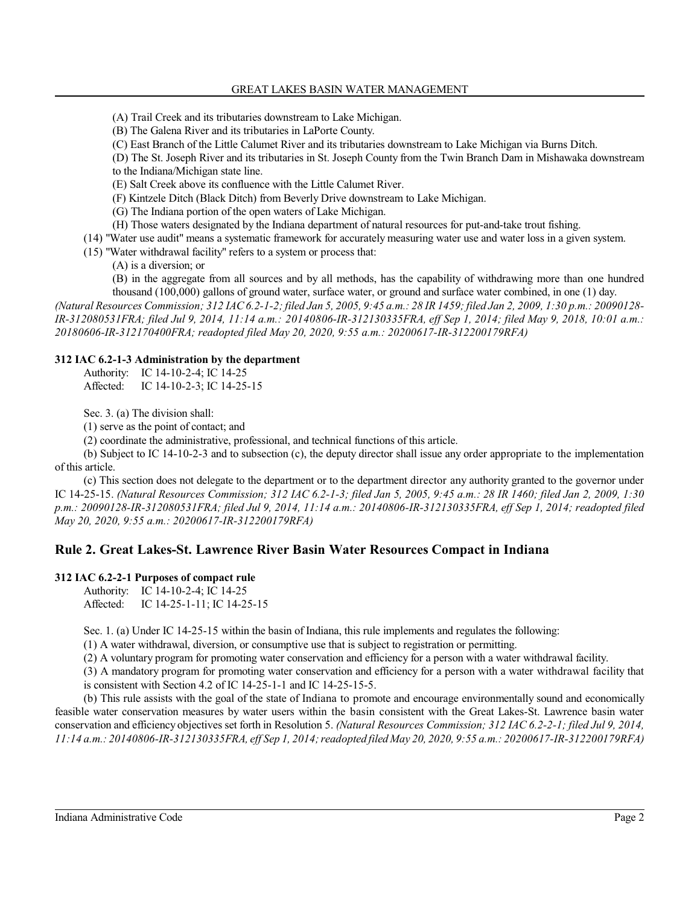(A) Trail Creek and its tributaries downstream to Lake Michigan.

(B) The Galena River and its tributaries in LaPorte County.

(C) East Branch of the Little Calumet River and its tributaries downstream to Lake Michigan via Burns Ditch.

(D) The St. Joseph River and its tributaries in St. Joseph County from the Twin Branch Dam in Mishawaka downstream to the Indiana/Michigan state line.

(E) Salt Creek above its confluence with the Little Calumet River.

(F) Kintzele Ditch (Black Ditch) from Beverly Drive downstream to Lake Michigan.

(G) The Indiana portion of the open waters of Lake Michigan.

(H) Those waters designated by the Indiana department of natural resources for put-and-take trout fishing.

(14) "Water use audit" means a systematic framework for accurately measuring water use and water loss in a given system.

(15) "Water withdrawal facility" refers to a system or process that:

(A) is a diversion; or

(B) in the aggregate from all sources and by all methods, has the capability of withdrawing more than one hundred thousand (100,000) gallons of ground water, surface water, or ground and surface water combined, in one (1) day.

*(Natural Resources Commission; 312 IAC 6.2-1-2; filed Jan 5, 2005, 9:45 a.m.: 28 IR 1459; filed Jan 2, 2009, 1:30 p.m.: 20090128-IR-312080531FRA; filed Jul 9, 2014, 11:14 a.m.: 20140806-IR-312130335FRA, eff Sep 1, 2014; filed May 9, 2018, 10:01 a.m.: 20180606-IR-312170400FRA; readopted filed May 20, 2020, 9:55 a.m.: 20200617-IR-312200179RFA)*

**312 IAC 6.2-1-3 Administration by the department**

Authority: IC 14-10-2-4; IC 14-25
Affected: IC 14-10-2-3; IC 14-25-15

Sec. 3. (a) The division shall:

(1) serve as the point of contact; and

(2) coordinate the administrative, professional, and technical functions of this article.

(b) Subject to IC 14-10-2-3 and to subsection (c), the deputy director shall issue any order appropriate to the implementation of this article.

(c) This section does not delegate to the department or to the department director any authority granted to the governor under IC 14-25-15. *(Natural Resources Commission; 312 IAC 6.2-1-3; filed Jan 5, 2005, 9:45 a.m.: 28 IR 1460; filed Jan 2, 2009, 1:30 p.m.: 20090128-IR-312080531FRA; filed Jul 9, 2014, 11:14 a.m.: 20140806-IR-312130335FRA, eff Sep 1, 2014; readopted filed May 20, 2020, 9:55 a.m.: 20200617-IR-312200179RFA)*

## Rule 2. Great Lakes-St. Lawrence River Basin Water Resources Compact in Indiana

**312 IAC 6.2-2-1 Purposes of compact rule**

Authority: IC 14-10-2-4; IC 14-25
Affected: IC 14-25-1-11; IC 14-25-15

Sec. 1. (a) Under IC 14-25-15 within the basin of Indiana, this rule implements and regulates the following:

(1) A water withdrawal, diversion, or consumptive use that is subject to registration or permitting.

(2) A voluntary program for promoting water conservation and efficiency for a person with a water withdrawal facility.

(3) A mandatory program for promoting water conservation and efficiency for a person with a water withdrawal facility that is consistent with Section 4.2 of IC 14-25-1-1 and IC 14-25-15-5.

(b) This rule assists with the goal of the state of Indiana to promote and encourage environmentally sound and economically feasible water conservation measures by water users within the basin consistent with the Great Lakes-St. Lawrence basin water conservation and efficiency objectives set forth in Resolution 5. *(Natural Resources Commission; 312 IAC 6.2-2-1; filed Jul 9, 2014, 11:14 a.m.: 20140806-IR-312130335FRA, eff Sep 1, 2014; readopted filed May 20, 2020, 9:55 a.m.: 20200617-IR-312200179RFA)*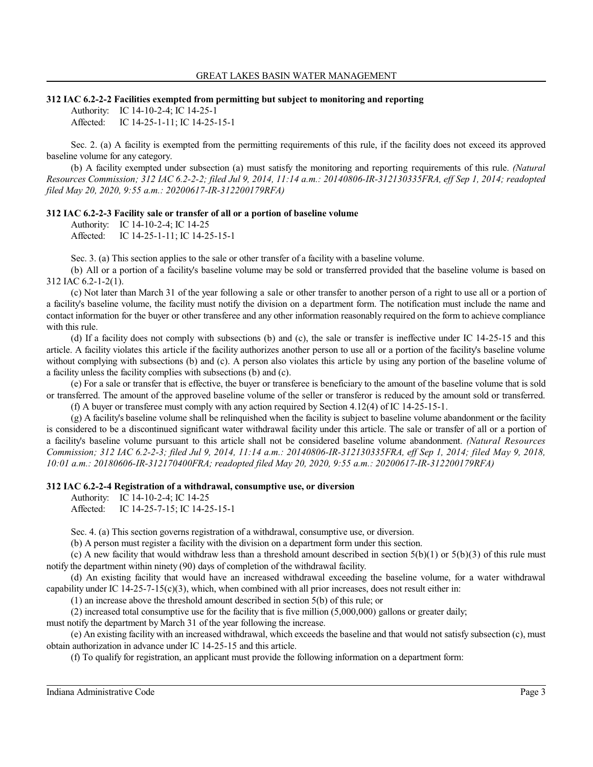### 312 IAC 6.2-2-2 Facilities exempted from permitting but subject to monitoring and reporting

Authority: IC 14-10-2-4; IC 14-25-1
Affected: IC 14-25-1-11; IC 14-25-15-1

Sec. 2. (a) A facility is exempted from the permitting requirements of this rule, if the facility does not exceed its approved baseline volume for any category.

(b) A facility exempted under subsection (a) must satisfy the monitoring and reporting requirements of this rule. *(Natural Resources Commission; 312 IAC 6.2-2-2; filed Jul 9, 2014, 11:14 a.m.: 20140806-IR-312130335FRA, eff Sep 1, 2014; readopted filed May 20, 2020, 9:55 a.m.: 20200617-IR-312200179RFA)*

### 312 IAC 6.2-2-3 Facility sale or transfer of all or a portion of baseline volume

Authority: IC 14-10-2-4; IC 14-25
Affected: IC 14-25-1-11; IC 14-25-15-1

Sec. 3. (a) This section applies to the sale or other transfer of a facility with a baseline volume.

(b) All or a portion of a facility's baseline volume may be sold or transferred provided that the baseline volume is based on 312 IAC 6.2-1-2(1).

(c) Not later than March 31 of the year following a sale or other transfer to another person of a right to use all or a portion of a facility's baseline volume, the facility must notify the division on a department form. The notification must include the name and contact information for the buyer or other transferee and any other information reasonably required on the form to achieve compliance with this rule.

(d) If a facility does not comply with subsections (b) and (c), the sale or transfer is ineffective under IC 14-25-15 and this article. A facility violates this article if the facility authorizes another person to use all or a portion of the facility's baseline volume without complying with subsections (b) and (c). A person also violates this article by using any portion of the baseline volume of a facility unless the facility complies with subsections (b) and (c).

(e) For a sale or transfer that is effective, the buyer or transferee is beneficiary to the amount of the baseline volume that is sold or transferred. The amount of the approved baseline volume of the seller or transferor is reduced by the amount sold or transferred.

(f) A buyer or transferee must comply with any action required by Section 4.12(4) of IC 14-25-15-1.

(g) A facility's baseline volume shall be relinquished when the facility is subject to baseline volume abandonment or the facility is considered to be a discontinued significant water withdrawal facility under this article. The sale or transfer of all or a portion of a facility's baseline volume pursuant to this article shall not be considered baseline volume abandonment. *(Natural Resources Commission; 312 IAC 6.2-2-3; filed Jul 9, 2014, 11:14 a.m.: 20140806-IR-312130335FRA, eff Sep 1, 2014; filed May 9, 2018, 10:01 a.m.: 20180606-IR-312170400FRA; readopted filed May 20, 2020, 9:55 a.m.: 20200617-IR-312200179RFA)*

### 312 IAC 6.2-2-4 Registration of a withdrawal, consumptive use, or diversion

Authority: IC 14-10-2-4; IC 14-25
Affected: IC 14-25-7-15; IC 14-25-15-1

Sec. 4. (a) This section governs registration of a withdrawal, consumptive use, or diversion.

(b) A person must register a facility with the division on a department form under this section.

(c) A new facility that would withdraw less than a threshold amount described in section 5(b)(1) or 5(b)(3) of this rule must notify the department within ninety (90) days of completion of the withdrawal facility.

(d) An existing facility that would have an increased withdrawal exceeding the baseline volume, for a water withdrawal capability under IC 14-25-7-15(c)(3), which, when combined with all prior increases, does not result either in:

(1) an increase above the threshold amount described in section 5(b) of this rule; or

(2) increased total consumptive use for the facility that is five million (5,000,000) gallons or greater daily;

must notify the department by March 31 of the year following the increase.

(e) An existing facility with an increased withdrawal, which exceeds the baseline and that would not satisfy subsection (c), must obtain authorization in advance under IC 14-25-15 and this article.

(f) To qualify for registration, an applicant must provide the following information on a department form: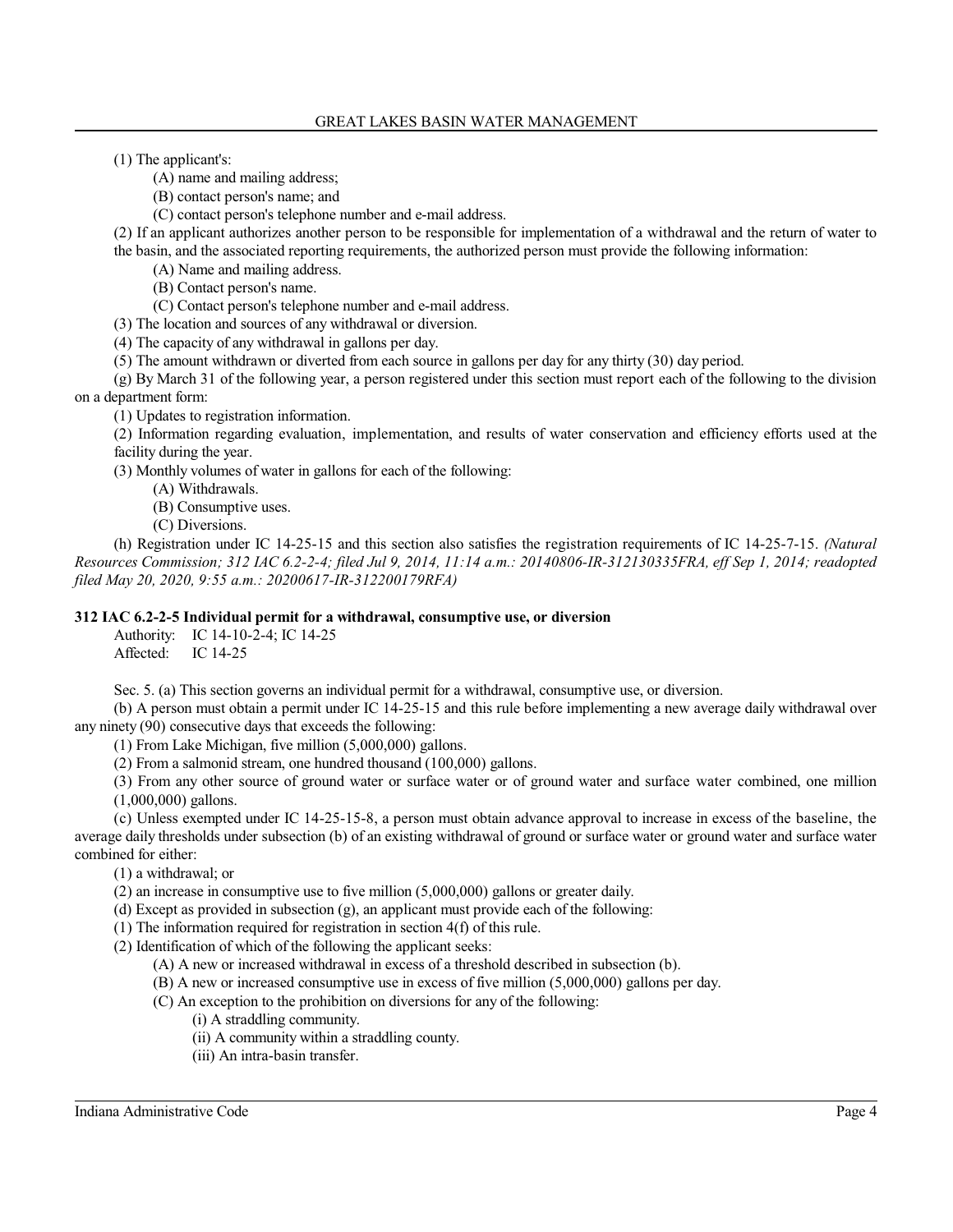(1) The applicant's:

(A) name and mailing address;

(B) contact person's name; and

(C) contact person's telephone number and e-mail address.

(2) If an applicant authorizes another person to be responsible for implementation of a withdrawal and the return of water to the basin, and the associated reporting requirements, the authorized person must provide the following information:

(A) Name and mailing address.

(B) Contact person's name.

(C) Contact person's telephone number and e-mail address.

(3) The location and sources of any withdrawal or diversion.

(4) The capacity of any withdrawal in gallons per day.

(5) The amount withdrawn or diverted from each source in gallons per day for any thirty (30) day period.

(g) By March 31 of the following year, a person registered under this section must report each of the following to the division on a department form:

(1) Updates to registration information.

(2) Information regarding evaluation, implementation, and results of water conservation and efficiency efforts used at the facility during the year.

(3) Monthly volumes of water in gallons for each of the following:

(A) Withdrawals.

(B) Consumptive uses.

(C) Diversions.

(h) Registration under IC 14-25-15 and this section also satisfies the registration requirements of IC 14-25-7-15. *(Natural Resources Commission; 312 IAC 6.2-2-4; filed Jul 9, 2014, 11:14 a.m.: 20140806-IR-312130335FRA, eff Sep 1, 2014; readopted filed May 20, 2020, 9:55 a.m.: 20200617-IR-312200179RFA)*

**312 IAC 6.2-2-5 Individual permit for a withdrawal, consumptive use, or diversion**

Authority: IC 14-10-2-4; IC 14-25
Affected: IC 14-25

Sec. 5. (a) This section governs an individual permit for a withdrawal, consumptive use, or diversion.

(b) A person must obtain a permit under IC 14-25-15 and this rule before implementing a new average daily withdrawal over any ninety (90) consecutive days that exceeds the following:

(1) From Lake Michigan, five million (5,000,000) gallons.

(2) From a salmonid stream, one hundred thousand (100,000) gallons.

(3) From any other source of ground water or surface water or of ground water and surface water combined, one million (1,000,000) gallons.

(c) Unless exempted under IC 14-25-15-8, a person must obtain advance approval to increase in excess of the baseline, the average daily thresholds under subsection (b) of an existing withdrawal of ground or surface water or ground water and surface water combined for either:

(1) a withdrawal; or

(2) an increase in consumptive use to five million (5,000,000) gallons or greater daily.

(d) Except as provided in subsection (g), an applicant must provide each of the following:

(1) The information required for registration in section 4(f) of this rule.

(2) Identification of which of the following the applicant seeks:

(A) A new or increased withdrawal in excess of a threshold described in subsection (b).

(B) A new or increased consumptive use in excess of five million (5,000,000) gallons per day.

(C) An exception to the prohibition on diversions for any of the following:

(i) A straddling community.

(ii) A community within a straddling county.

(iii) An intra-basin transfer.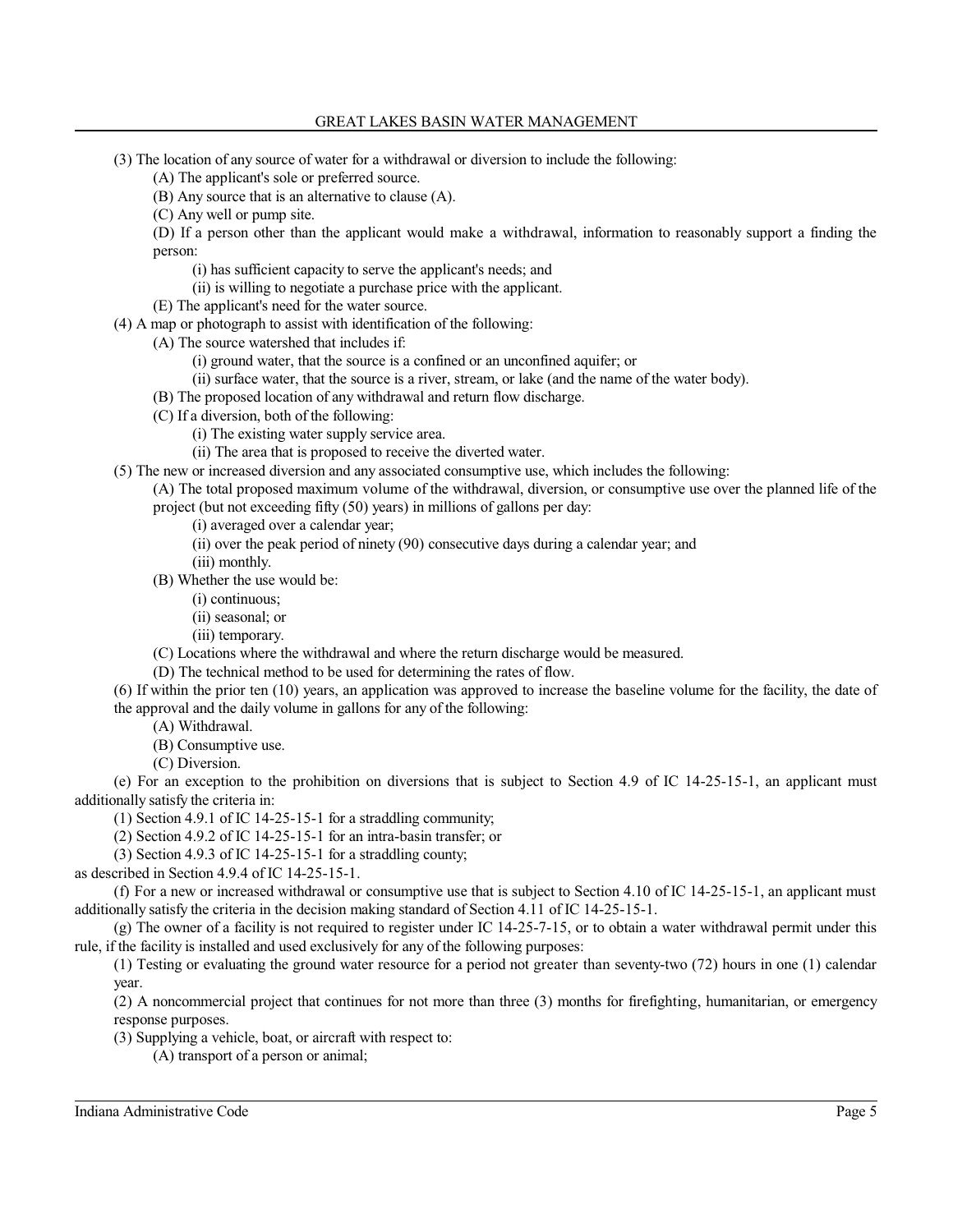(3) The location of any source of water for a withdrawal or diversion to include the following:

(A) The applicant's sole or preferred source.

(B) Any source that is an alternative to clause (A).

(C) Any well or pump site.

(D) If a person other than the applicant would make a withdrawal, information to reasonably support a finding the person:

(i) has sufficient capacity to serve the applicant's needs; and

(ii) is willing to negotiate a purchase price with the applicant.

(E) The applicant's need for the water source.

(4) A map or photograph to assist with identification of the following:

(A) The source watershed that includes if:

(i) ground water, that the source is a confined or an unconfined aquifer; or

(ii) surface water, that the source is a river, stream, or lake (and the name of the water body).

(B) The proposed location of any withdrawal and return flow discharge.

(C) If a diversion, both of the following:

(i) The existing water supply service area.

(ii) The area that is proposed to receive the diverted water.

(5) The new or increased diversion and any associated consumptive use, which includes the following:

(A) The total proposed maximum volume of the withdrawal, diversion, or consumptive use over the planned life of the project (but not exceeding fifty (50) years) in millions of gallons per day:

(i) averaged over a calendar year;

(ii) over the peak period of ninety (90) consecutive days during a calendar year; and

(iii) monthly.

(B) Whether the use would be:

(i) continuous;

(ii) seasonal; or

(iii) temporary.

(C) Locations where the withdrawal and where the return discharge would be measured.

(D) The technical method to be used for determining the rates of flow.

(6) If within the prior ten (10) years, an application was approved to increase the baseline volume for the facility, the date of the approval and the daily volume in gallons for any of the following:

(A) Withdrawal.

(B) Consumptive use.

(C) Diversion.

(e) For an exception to the prohibition on diversions that is subject to Section 4.9 of IC 14-25-15-1, an applicant must additionally satisfy the criteria in:

(1) Section 4.9.1 of IC 14-25-15-1 for a straddling community;

(2) Section 4.9.2 of IC 14-25-15-1 for an intra-basin transfer; or

(3) Section 4.9.3 of IC 14-25-15-1 for a straddling county;

as described in Section 4.9.4 of IC 14-25-15-1.

(f) For a new or increased withdrawal or consumptive use that is subject to Section 4.10 of IC 14-25-15-1, an applicant must additionally satisfy the criteria in the decision making standard of Section 4.11 of IC 14-25-15-1.

(g) The owner of a facility is not required to register under IC 14-25-7-15, or to obtain a water withdrawal permit under this rule, if the facility is installed and used exclusively for any of the following purposes:

(1) Testing or evaluating the ground water resource for a period not greater than seventy-two (72) hours in one (1) calendar year.

(2) A noncommercial project that continues for not more than three (3) months for firefighting, humanitarian, or emergency response purposes.

(3) Supplying a vehicle, boat, or aircraft with respect to:

(A) transport of a person or animal;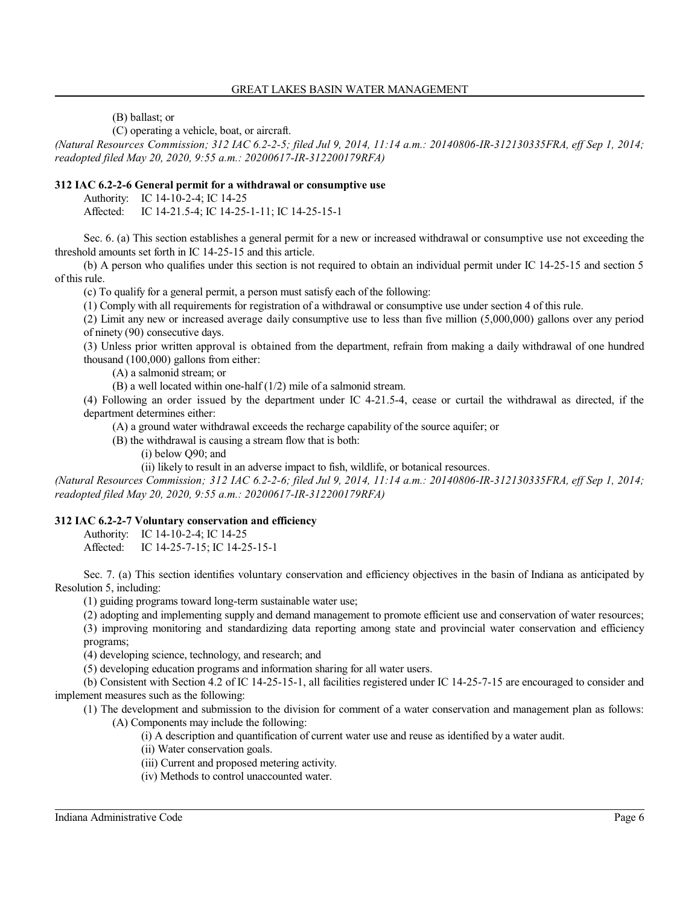(B) ballast; or

(C) operating a vehicle, boat, or aircraft.

*(Natural Resources Commission; 312 IAC 6.2-2-5; filed Jul 9, 2014, 11:14 a.m.: 20140806-IR-312130335FRA, eff Sep 1, 2014; readopted filed May 20, 2020, 9:55 a.m.: 20200617-IR-312200179RFA)*

**312 IAC 6.2-2-6 General permit for a withdrawal or consumptive use**

Authority: IC 14-10-2-4; IC 14-25
Affected: IC 14-21.5-4; IC 14-25-1-11; IC 14-25-15-1

Sec. 6. (a) This section establishes a general permit for a new or increased withdrawal or consumptive use not exceeding the threshold amounts set forth in IC 14-25-15 and this article.

(b) A person who qualifies under this section is not required to obtain an individual permit under IC 14-25-15 and section 5 of this rule.

(c) To qualify for a general permit, a person must satisfy each of the following:

(1) Comply with all requirements for registration of a withdrawal or consumptive use under section 4 of this rule.

(2) Limit any new or increased average daily consumptive use to less than five million (5,000,000) gallons over any period of ninety (90) consecutive days.

(3) Unless prior written approval is obtained from the department, refrain from making a daily withdrawal of one hundred thousand (100,000) gallons from either:

(A) a salmonid stream; or

(B) a well located within one-half (1/2) mile of a salmonid stream.

(4) Following an order issued by the department under IC 4-21.5-4, cease or curtail the withdrawal as directed, if the department determines either:

(A) a ground water withdrawal exceeds the recharge capability of the source aquifer; or

(B) the withdrawal is causing a stream flow that is both:

(i) below Q90; and

(ii) likely to result in an adverse impact to fish, wildlife, or botanical resources.

*(Natural Resources Commission; 312 IAC 6.2-2-6; filed Jul 9, 2014, 11:14 a.m.: 20140806-IR-312130335FRA, eff Sep 1, 2014; readopted filed May 20, 2020, 9:55 a.m.: 20200617-IR-312200179RFA)*

**312 IAC 6.2-2-7 Voluntary conservation and efficiency**

Authority: IC 14-10-2-4; IC 14-25
Affected: IC 14-25-7-15; IC 14-25-15-1

Sec. 7. (a) This section identifies voluntary conservation and efficiency objectives in the basin of Indiana as anticipated by Resolution 5, including:

(1) guiding programs toward long-term sustainable water use;

(2) adopting and implementing supply and demand management to promote efficient use and conservation of water resources;

(3) improving monitoring and standardizing data reporting among state and provincial water conservation and efficiency programs;

(4) developing science, technology, and research; and

(5) developing education programs and information sharing for all water users.

(b) Consistent with Section 4.2 of IC 14-25-15-1, all facilities registered under IC 14-25-7-15 are encouraged to consider and implement measures such as the following:

(1) The development and submission to the division for comment of a water conservation and management plan as follows:

(A) Components may include the following:

(i) A description and quantification of current water use and reuse as identified by a water audit.

(ii) Water conservation goals.

(iii) Current and proposed metering activity.

(iv) Methods to control unaccounted water.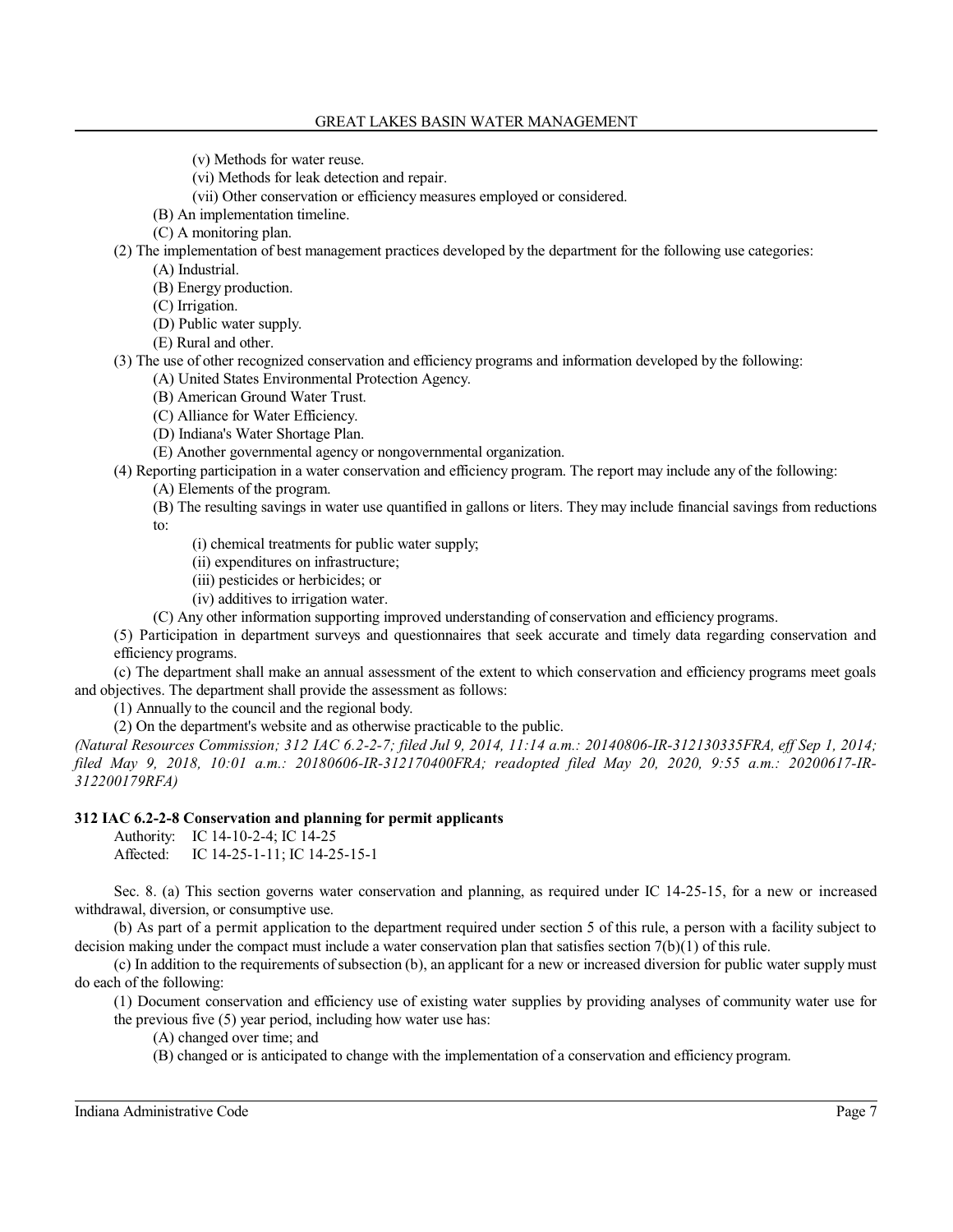(v) Methods for water reuse.

(vi) Methods for leak detection and repair.

(vii) Other conservation or efficiency measures employed or considered.

(B) An implementation timeline.

(C) A monitoring plan.

(2) The implementation of best management practices developed by the department for the following use categories:

(A) Industrial.

(B) Energy production.

(C) Irrigation.

(D) Public water supply.

(E) Rural and other.

(3) The use of other recognized conservation and efficiency programs and information developed by the following:

(A) United States Environmental Protection Agency.

(B) American Ground Water Trust.

(C) Alliance for Water Efficiency.

(D) Indiana's Water Shortage Plan.

(E) Another governmental agency or nongovernmental organization.

(4) Reporting participation in a water conservation and efficiency program. The report may include any of the following:

(A) Elements of the program.

(B) The resulting savings in water use quantified in gallons or liters. They may include financial savings from reductions to:

(i) chemical treatments for public water supply;

(ii) expenditures on infrastructure;

(iii) pesticides or herbicides; or

(iv) additives to irrigation water.

(C) Any other information supporting improved understanding of conservation and efficiency programs.

(5) Participation in department surveys and questionnaires that seek accurate and timely data regarding conservation and efficiency programs.

(c) The department shall make an annual assessment of the extent to which conservation and efficiency programs meet goals and objectives. The department shall provide the assessment as follows:

(1) Annually to the council and the regional body.

(2) On the department's website and as otherwise practicable to the public.

*(Natural Resources Commission; 312 IAC 6.2-2-7; filed Jul 9, 2014, 11:14 a.m.: 20140806-IR-312130335FRA, eff Sep 1, 2014; filed May 9, 2018, 10:01 a.m.: 20180606-IR-312170400FRA; readopted filed May 20, 2020, 9:55 a.m.: 20200617-IR-312200179RFA)*

**312 IAC 6.2-2-8 Conservation and planning for permit applicants**

Authority: IC 14-10-2-4; IC 14-25
Affected: IC 14-25-1-11; IC 14-25-15-1

Sec. 8. (a) This section governs water conservation and planning, as required under IC 14-25-15, for a new or increased withdrawal, diversion, or consumptive use.

(b) As part of a permit application to the department required under section 5 of this rule, a person with a facility subject to decision making under the compact must include a water conservation plan that satisfies section 7(b)(1) of this rule.

(c) In addition to the requirements of subsection (b), an applicant for a new or increased diversion for public water supply must do each of the following:

(1) Document conservation and efficiency use of existing water supplies by providing analyses of community water use for the previous five (5) year period, including how water use has:

(A) changed over time; and

(B) changed or is anticipated to change with the implementation of a conservation and efficiency program.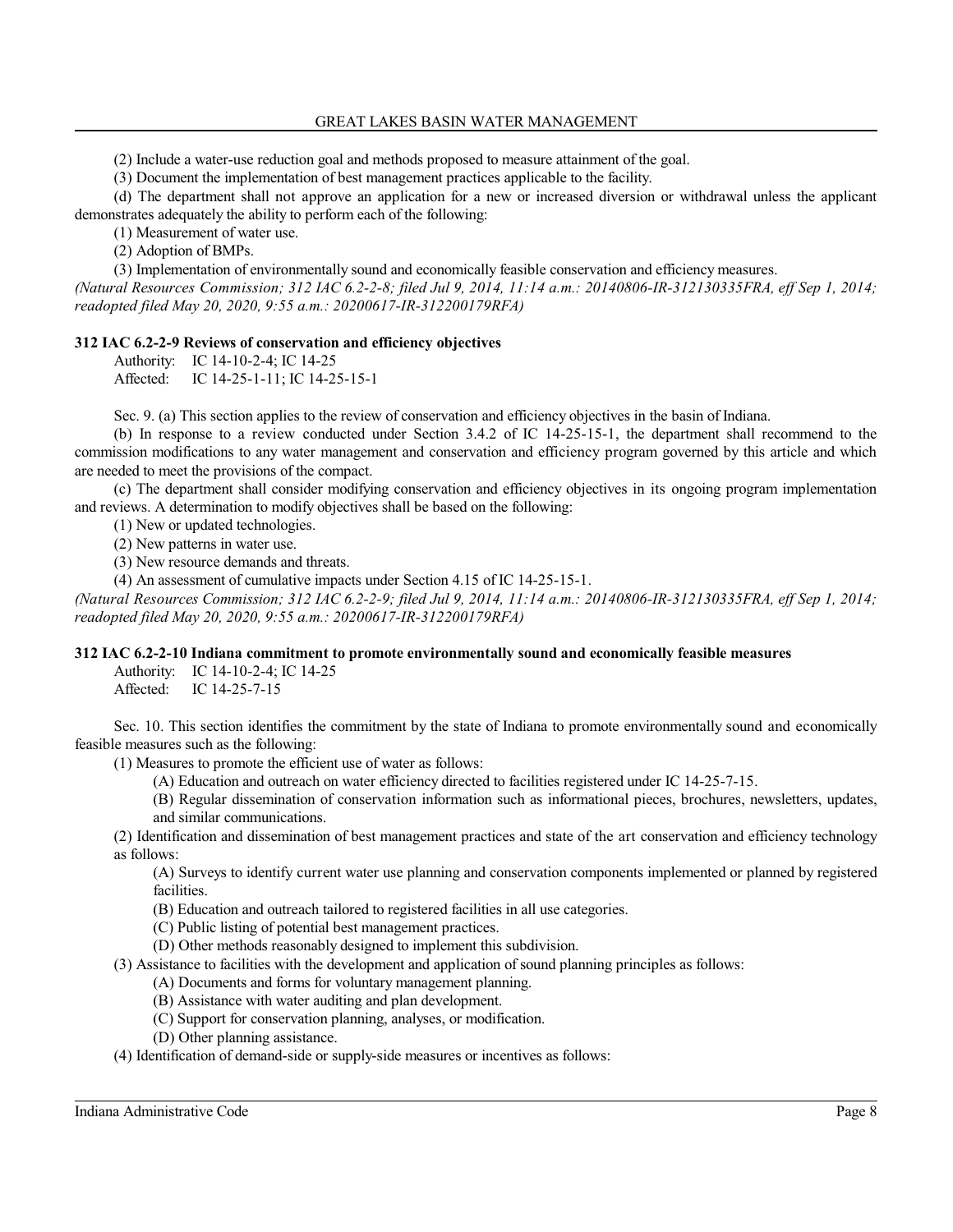(2) Include a water-use reduction goal and methods proposed to measure attainment of the goal.

(3) Document the implementation of best management practices applicable to the facility.

(d) The department shall not approve an application for a new or increased diversion or withdrawal unless the applicant demonstrates adequately the ability to perform each of the following:

(1) Measurement of water use.

(2) Adoption of BMPs.

(3) Implementation of environmentally sound and economically feasible conservation and efficiency measures.

*(Natural Resources Commission; 312 IAC 6.2-2-8; filed Jul 9, 2014, 11:14 a.m.: 20140806-IR-312130335FRA, eff Sep 1, 2014; readopted filed May 20, 2020, 9:55 a.m.: 20200617-IR-312200179RFA)*

**312 IAC 6.2-2-9 Reviews of conservation and efficiency objectives**

Authority: IC 14-10-2-4; IC 14-25
Affected: IC 14-25-1-11; IC 14-25-15-1

Sec. 9. (a) This section applies to the review of conservation and efficiency objectives in the basin of Indiana.

(b) In response to a review conducted under Section 3.4.2 of IC 14-25-15-1, the department shall recommend to the commission modifications to any water management and conservation and efficiency program governed by this article and which are needed to meet the provisions of the compact.

(c) The department shall consider modifying conservation and efficiency objectives in its ongoing program implementation and reviews. A determination to modify objectives shall be based on the following:

(1) New or updated technologies.

(2) New patterns in water use.

(3) New resource demands and threats.

(4) An assessment of cumulative impacts under Section 4.15 of IC 14-25-15-1.

*(Natural Resources Commission; 312 IAC 6.2-2-9; filed Jul 9, 2014, 11:14 a.m.: 20140806-IR-312130335FRA, eff Sep 1, 2014; readopted filed May 20, 2020, 9:55 a.m.: 20200617-IR-312200179RFA)*

**312 IAC 6.2-2-10 Indiana commitment to promote environmentally sound and economically feasible measures**

Authority: IC 14-10-2-4; IC 14-25
Affected: IC 14-25-7-15

Sec. 10. This section identifies the commitment by the state of Indiana to promote environmentally sound and economically feasible measures such as the following:

(1) Measures to promote the efficient use of water as follows:

(A) Education and outreach on water efficiency directed to facilities registered under IC 14-25-7-15.

(B) Regular dissemination of conservation information such as informational pieces, brochures, newsletters, updates, and similar communications.

(2) Identification and dissemination of best management practices and state of the art conservation and efficiency technology as follows:

(A) Surveys to identify current water use planning and conservation components implemented or planned by registered facilities.

(B) Education and outreach tailored to registered facilities in all use categories.

(C) Public listing of potential best management practices.

(D) Other methods reasonably designed to implement this subdivision.

(3) Assistance to facilities with the development and application of sound planning principles as follows:

(A) Documents and forms for voluntary management planning.

(B) Assistance with water auditing and plan development.

(C) Support for conservation planning, analyses, or modification.

(D) Other planning assistance.

(4) Identification of demand-side or supply-side measures or incentives as follows: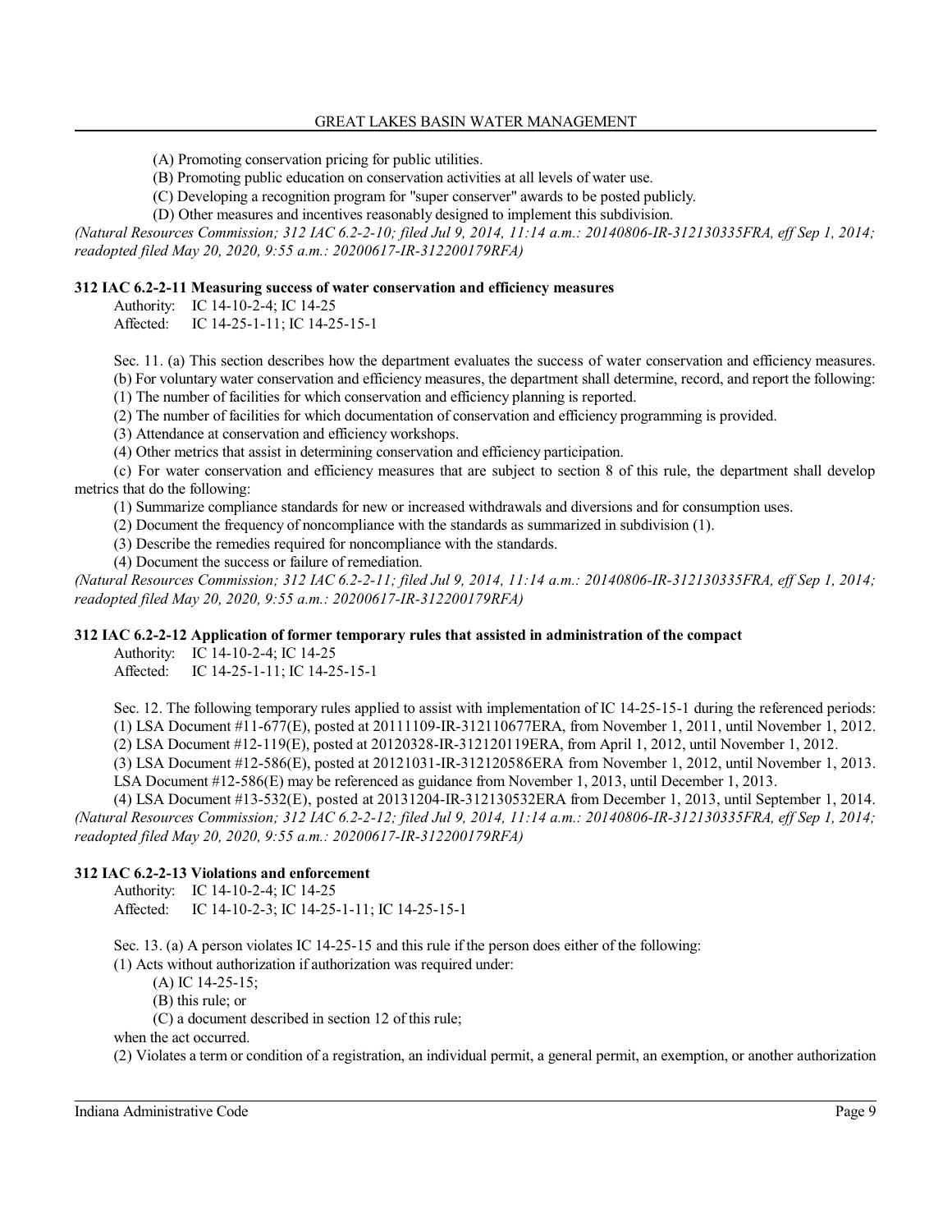(A) Promoting conservation pricing for public utilities.

(B) Promoting public education on conservation activities at all levels of water use.

(C) Developing a recognition program for "super conserver" awards to be posted publicly.

(D) Other measures and incentives reasonably designed to implement this subdivision.

*(Natural Resources Commission; 312 IAC 6.2-2-10; filed Jul 9, 2014, 11:14 a.m.: 20140806-IR-312130335FRA, eff Sep 1, 2014; readopted filed May 20, 2020, 9:55 a.m.: 20200617-IR-312200179RFA)*

**312 IAC 6.2-2-11 Measuring success of water conservation and efficiency measures**

Authority: IC 14-10-2-4; IC 14-25

Affected: IC 14-25-1-11; IC 14-25-15-1

Sec. 11. (a) This section describes how the department evaluates the success of water conservation and efficiency measures.

(b) For voluntary water conservation and efficiency measures, the department shall determine, record, and report the following:

(1) The number of facilities for which conservation and efficiency planning is reported.

(2) The number of facilities for which documentation of conservation and efficiency programming is provided.

(3) Attendance at conservation and efficiency workshops.

(4) Other metrics that assist in determining conservation and efficiency participation.

(c) For water conservation and efficiency measures that are subject to section 8 of this rule, the department shall develop metrics that do the following:

(1) Summarize compliance standards for new or increased withdrawals and diversions and for consumption uses.

(2) Document the frequency of noncompliance with the standards as summarized in subdivision (1).

(3) Describe the remedies required for noncompliance with the standards.

(4) Document the success or failure of remediation.

*(Natural Resources Commission; 312 IAC 6.2-2-11; filed Jul 9, 2014, 11:14 a.m.: 20140806-IR-312130335FRA, eff Sep 1, 2014; readopted filed May 20, 2020, 9:55 a.m.: 20200617-IR-312200179RFA)*

**312 IAC 6.2-2-12 Application of former temporary rules that assisted in administration of the compact**

Authority: IC 14-10-2-4; IC 14-25

Affected: IC 14-25-1-11; IC 14-25-15-1

Sec. 12. The following temporary rules applied to assist with implementation of IC 14-25-15-1 during the referenced periods:

(1) LSA Document #11-677(E), posted at 20111109-IR-312110677ERA, from November 1, 2011, until November 1, 2012.

(2) LSA Document #12-119(E), posted at 20120328-IR-312120119ERA, from April 1, 2012, until November 1, 2012.

(3) LSA Document #12-586(E), posted at 20121031-IR-312120586ERA from November 1, 2012, until November 1, 2013. LSA Document #12-586(E) may be referenced as guidance from November 1, 2013, until December 1, 2013.

(4) LSA Document #13-532(E), posted at 20131204-IR-312130532ERA from December 1, 2013, until September 1, 2014.

*(Natural Resources Commission; 312 IAC 6.2-2-12; filed Jul 9, 2014, 11:14 a.m.: 20140806-IR-312130335FRA, eff Sep 1, 2014; readopted filed May 20, 2020, 9:55 a.m.: 20200617-IR-312200179RFA)*

**312 IAC 6.2-2-13 Violations and enforcement**

Authority: IC 14-10-2-4; IC 14-25

Affected: IC 14-10-2-3; IC 14-25-1-11; IC 14-25-15-1

Sec. 13. (a) A person violates IC 14-25-15 and this rule if the person does either of the following:

(1) Acts without authorization if authorization was required under:

(A) IC 14-25-15;

(B) this rule; or

(C) a document described in section 12 of this rule;

when the act occurred.

(2) Violates a term or condition of a registration, an individual permit, a general permit, an exemption, or another authorization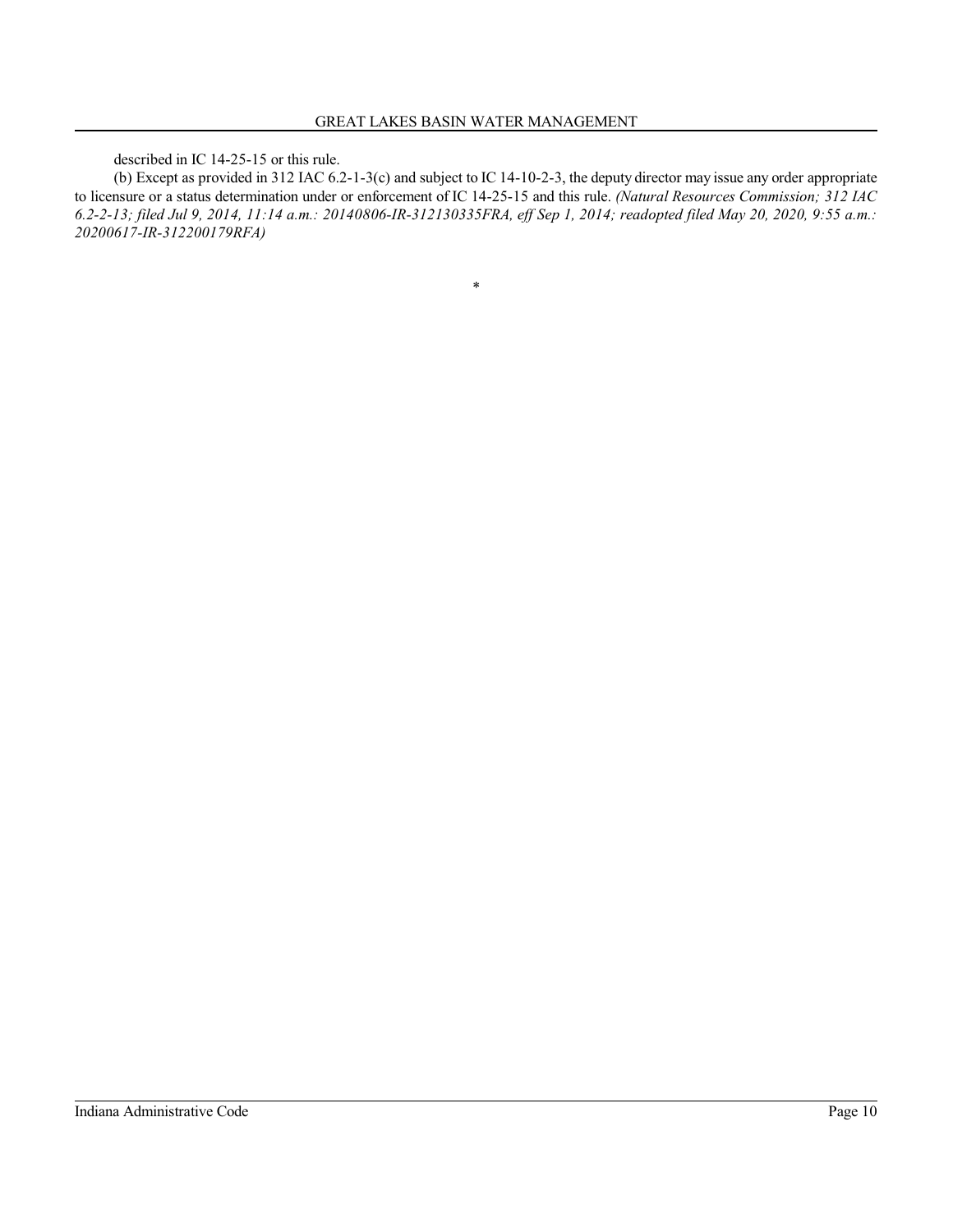described in IC 14-25-15 or this rule.

(b) Except as provided in 312 IAC 6.2-1-3(c) and subject to IC 14-10-2-3, the deputy director may issue any order appropriate to licensure or a status determination under or enforcement of IC 14-25-15 and this rule. *(Natural Resources Commission; 312 IAC 6.2-2-13; filed Jul 9, 2014, 11:14 a.m.: 20140806-IR-312130335FRA, eff Sep 1, 2014; readopted filed May 20, 2020, 9:55 a.m.: 20200617-IR-312200179RFA)*

*